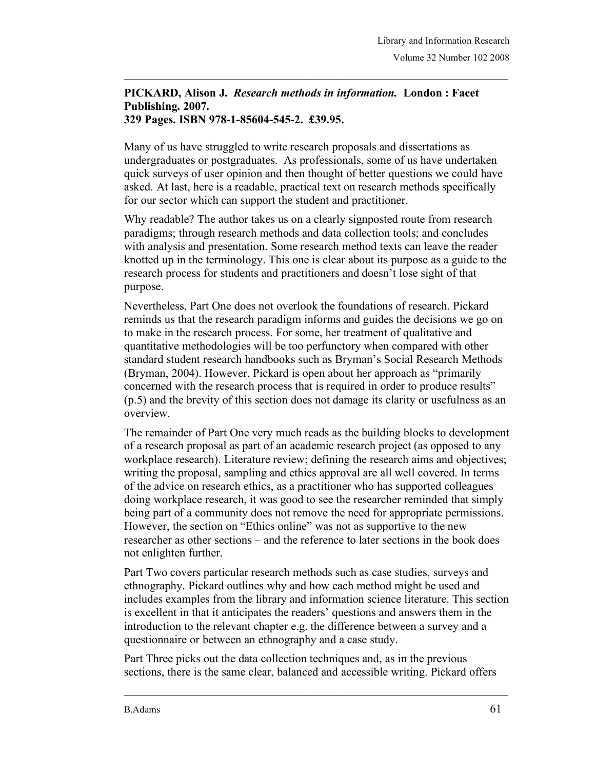**PICKARD, Alison J. *Research methods in information.* London : Facet Publishing. 2007.**
**329 Pages. ISBN 978-1-85604-545-2. £39.95.**

Many of us have struggled to write research proposals and dissertations as undergraduates or postgraduates. As professionals, some of us have undertaken quick surveys of user opinion and then thought of better questions we could have asked. At last, here is a readable, practical text on research methods specifically for our sector which can support the student and practitioner.

Why readable? The author takes us on a clearly signposted route from research paradigms; through research methods and data collection tools; and concludes with analysis and presentation. Some research method texts can leave the reader knotted up in the terminology. This one is clear about its purpose as a guide to the research process for students and practitioners and doesn't lose sight of that purpose.

Nevertheless, Part One does not overlook the foundations of research. Pickard reminds us that the research paradigm informs and guides the decisions we go on to make in the research process. For some, her treatment of qualitative and quantitative methodologies will be too perfunctory when compared with other standard student research handbooks such as Bryman's Social Research Methods (Bryman, 2004). However, Pickard is open about her approach as "primarily concerned with the research process that is required in order to produce results" (p.5) and the brevity of this section does not damage its clarity or usefulness as an overview.

The remainder of Part One very much reads as the building blocks to development of a research proposal as part of an academic research project (as opposed to any workplace research). Literature review; defining the research aims and objectives; writing the proposal, sampling and ethics approval are all well covered. In terms of the advice on research ethics, as a practitioner who has supported colleagues doing workplace research, it was good to see the researcher reminded that simply being part of a community does not remove the need for appropriate permissions. However, the section on "Ethics online" was not as supportive to the new researcher as other sections – and the reference to later sections in the book does not enlighten further.

Part Two covers particular research methods such as case studies, surveys and ethnography. Pickard outlines why and how each method might be used and includes examples from the library and information science literature. This section is excellent in that it anticipates the readers' questions and answers them in the introduction to the relevant chapter e.g. the difference between a survey and a questionnaire or between an ethnography and a case study.

Part Three picks out the data collection techniques and, as in the previous sections, there is the same clear, balanced and accessible writing. Pickard offers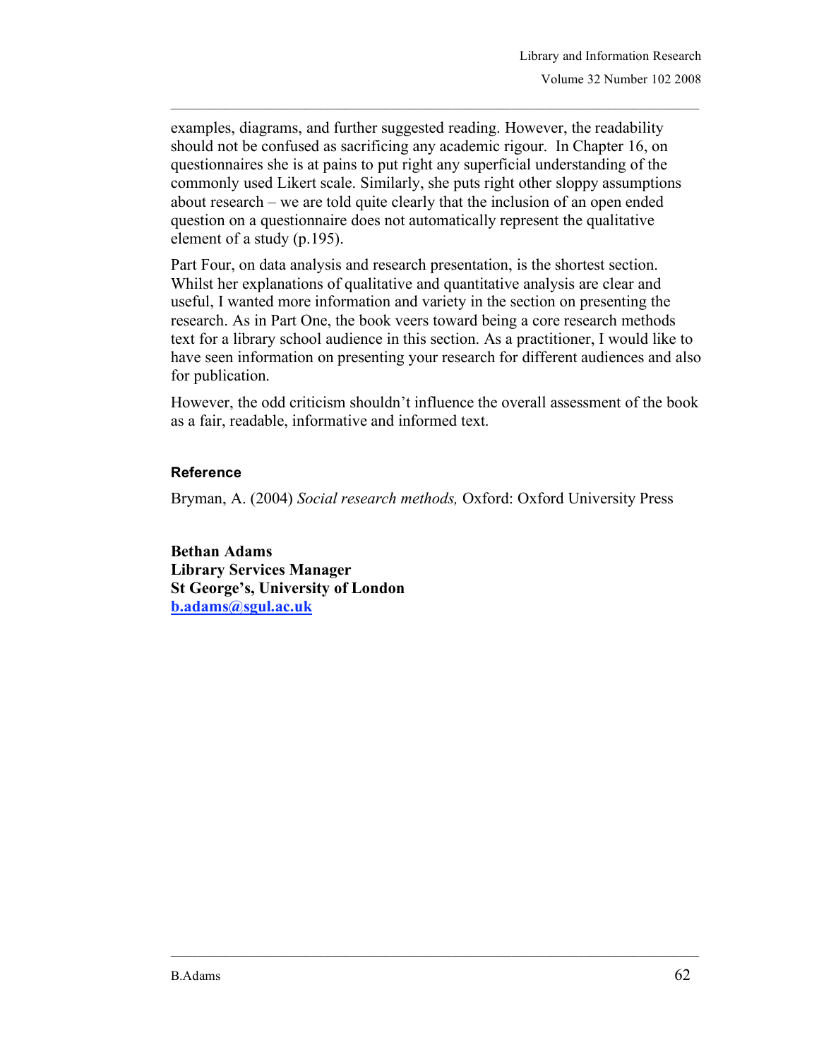examples, diagrams, and further suggested reading. However, the readability should not be confused as sacrificing any academic rigour. In Chapter 16, on questionnaires she is at pains to put right any superficial understanding of the commonly used Likert scale. Similarly, she puts right other sloppy assumptions about research – we are told quite clearly that the inclusion of an open ended question on a questionnaire does not automatically represent the qualitative element of a study (p.195).

Part Four, on data analysis and research presentation, is the shortest section. Whilst her explanations of qualitative and quantitative analysis are clear and useful, I wanted more information and variety in the section on presenting the research. As in Part One, the book veers toward being a core research methods text for a library school audience in this section. As a practitioner, I would like to have seen information on presenting your research for different audiences and also for publication.

However, the odd criticism shouldn't influence the overall assessment of the book as a fair, readable, informative and informed text.

### Reference

Bryman, A. (2004) *Social research methods,* Oxford: Oxford University Press

**Bethan Adams**
**Library Services Manager**
**St George's, University of London**
**b.adams@sgul.ac.uk**